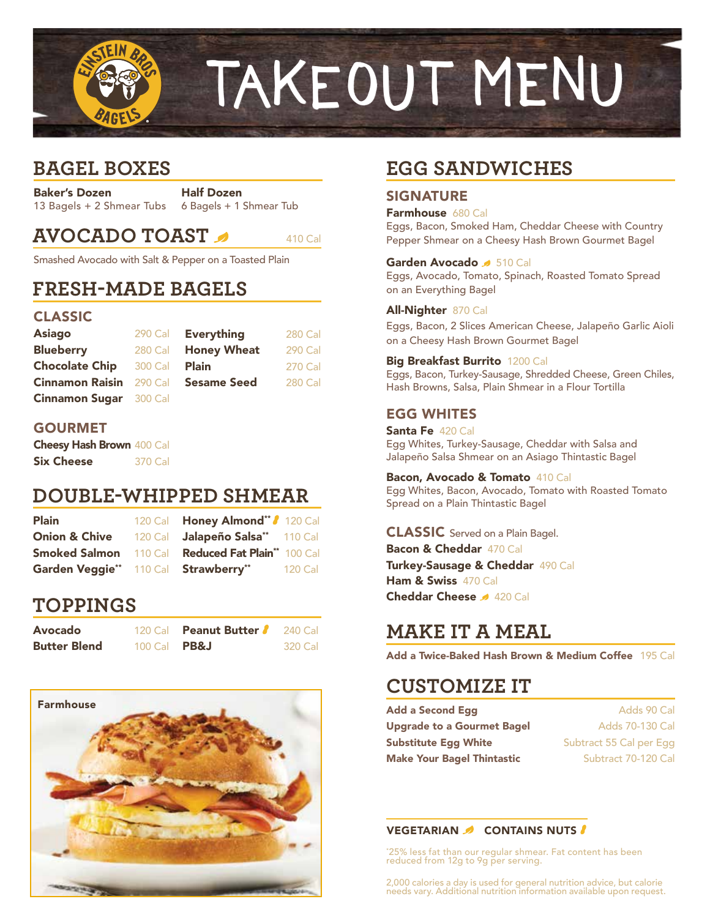# TAKEOUT MENU

## BAGEL BOXES

**Baker's Dozen**
13 Bagels + 2 Shmear Tubs

**Half Dozen**
6 Bagels + 1 Shmear Tub

## AVOCADO TOAST (Vegetarian) 410 Cal

Smashed Avocado with Salt & Pepper on a Toasted Plain

## FRESH-MADE BAGELS

### CLASSIC

| Bagel | Cal | Bagel | Cal |
|---|---|---|---|
| **Asiago** | 290 Cal | **Everything** | 280 Cal |
| **Blueberry** | 280 Cal | **Honey Wheat** | 290 Cal |
| **Chocolate Chip** | 300 Cal | **Plain** | 270 Cal |
| **Cinnamon Raisin** | 290 Cal | **Sesame Seed** | 280 Cal |
| **Cinnamon Sugar** | 300 Cal | | |

### GOURMET

| Bagel | Cal |
|---|---|
| **Cheesy Hash Brown** | 400 Cal |
| **Six Cheese** | 370 Cal |

## DOUBLE-WHIPPED SHMEAR

| Shmear | Cal | Shmear | Cal |
|---|---|---|---|
| **Plain** | 120 Cal | **Honey Almond**** (Contains Nuts) | 120 Cal |
| **Onion & Chive** | 120 Cal | **Jalapeño Salsa**** | 110 Cal |
| **Smoked Salmon** | 110 Cal | **Reduced Fat Plain*** | 100 Cal |
| **Garden Veggie**** | 110 Cal | **Strawberry**** | 120 Cal |

## TOPPINGS

| Topping | Cal | Topping | Cal |
|---|---|---|---|
| **Avocado** | 120 Cal | **Peanut Butter** (Contains Nuts) | 240 Cal |
| **Butter Blend** | 100 Cal | **PB&J** | 320 Cal |

Farmhouse

## EGG SANDWICHES

### SIGNATURE

**Farmhouse** 680 Cal
Eggs, Bacon, Smoked Ham, Cheddar Cheese with Country Pepper Shmear on a Cheesy Hash Brown Gourmet Bagel

**Garden Avocado** (Vegetarian) 510 Cal
Eggs, Avocado, Tomato, Spinach, Roasted Tomato Spread on an Everything Bagel

**All-Nighter** 870 Cal
Eggs, Bacon, 2 Slices American Cheese, Jalapeño Garlic Aioli on a Cheesy Hash Brown Gourmet Bagel

**Big Breakfast Burrito** 1200 Cal
Eggs, Bacon, Turkey-Sausage, Shredded Cheese, Green Chiles, Hash Browns, Salsa, Plain Shmear in a Flour Tortilla

### EGG WHITES

**Santa Fe** 420 Cal
Egg Whites, Turkey-Sausage, Cheddar with Salsa and Jalapeño Salsa Shmear on an Asiago Thintastic Bagel

**Bacon, Avocado & Tomato** 410 Cal
Egg Whites, Bacon, Avocado, Tomato with Roasted Tomato Spread on a Plain Thintastic Bagel

### CLASSIC Served on a Plain Bagel.

**Bacon & Cheddar** 470 Cal
**Turkey-Sausage & Cheddar** 490 Cal
**Ham & Swiss** 470 Cal
**Cheddar Cheese** (Vegetarian) 420 Cal

## MAKE IT A MEAL

**Add a Twice-Baked Hash Brown & Medium Coffee** 195 Cal

## CUSTOMIZE IT

| Option | Calories |
|---|---|
| **Add a Second Egg** | Adds 90 Cal |
| **Upgrade to a Gourmet Bagel** | Adds 70-130 Cal |
| **Substitute Egg White** | Subtract 55 Cal per Egg |
| **Make Your Bagel Thintastic** | Subtract 70-120 Cal |

**VEGETARIAN** **CONTAINS NUTS**

*25% less fat than our regular shmear. Fat content has been reduced from 12g to 9g per serving.

2,000 calories a day is used for general nutrition advice, but calorie needs vary. Additional nutrition information available upon request.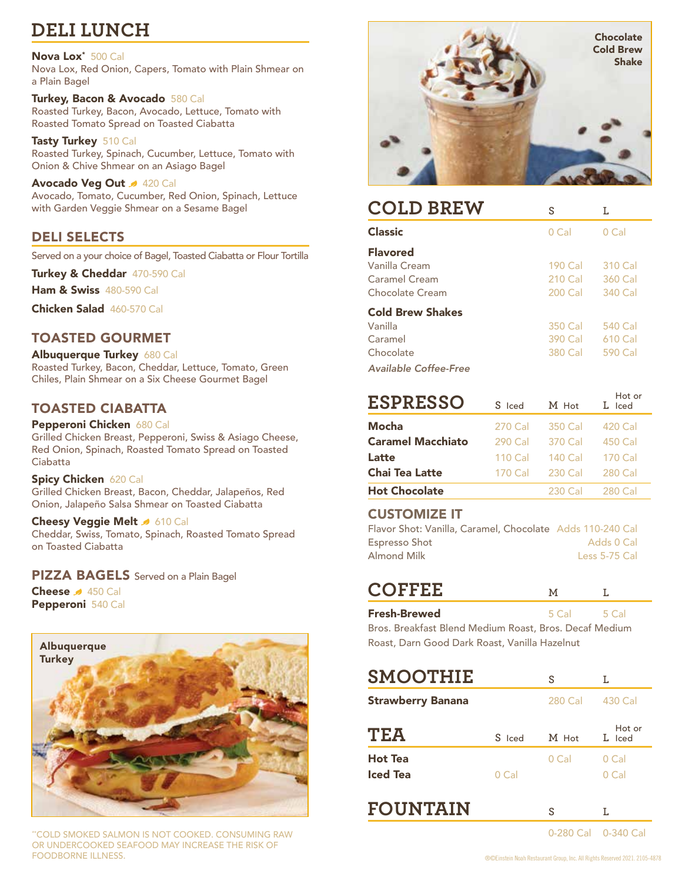# DELI LUNCH

**Nova Lox*** 500 Cal
Nova Lox, Red Onion, Capers, Tomato with Plain Shmear on a Plain Bagel

**Turkey, Bacon & Avocado** 580 Cal
Roasted Turkey, Bacon, Avocado, Lettuce, Tomato with Roasted Tomato Spread on Toasted Ciabatta

**Tasty Turkey** 510 Cal
Roasted Turkey, Spinach, Cucumber, Lettuce, Tomato with Onion & Chive Shmear on an Asiago Bagel

**Avocado Veg Out** 420 Cal
Avocado, Tomato, Cucumber, Red Onion, Spinach, Lettuce with Garden Veggie Shmear on a Sesame Bagel

## DELI SELECTS

Served on a your choice of Bagel, Toasted Ciabatta or Flour Tortilla

**Turkey & Cheddar** 470-590 Cal

**Ham & Swiss** 480-590 Cal

**Chicken Salad** 460-570 Cal

## TOASTED GOURMET

**Albuquerque Turkey** 680 Cal
Roasted Turkey, Bacon, Cheddar, Lettuce, Tomato, Green Chiles, Plain Shmear on a Six Cheese Gourmet Bagel

## TOASTED CIABATTA

**Pepperoni Chicken** 680 Cal
Grilled Chicken Breast, Pepperoni, Swiss & Asiago Cheese, Red Onion, Spinach, Roasted Tomato Spread on Toasted Ciabatta

**Spicy Chicken** 620 Cal
Grilled Chicken Breast, Bacon, Cheddar, Jalapeños, Red Onion, Jalapeño Salsa Shmear on Toasted Ciabatta

**Cheesy Veggie Melt** 610 Cal
Cheddar, Swiss, Tomato, Spinach, Roasted Tomato Spread on Toasted Ciabatta

## PIZZA BAGELS Served on a Plain Bagel

**Cheese** 450 Cal
**Pepperoni** 540 Cal

Albuquerque Turkey

*COLD SMOKED SALMON IS NOT COOKED. CONSUMING RAW OR UNDERCOOKED SEAFOOD MAY INCREASE THE RISK OF FOODBORNE ILLNESS.

Chocolate Cold Brew Shake

# COLD BREW

| | S | L |
|---|---|---|
| **Classic** | 0 Cal | 0 Cal |
| **Flavored** | | |
| Vanilla Cream | 190 Cal | 310 Cal |
| Caramel Cream | 210 Cal | 360 Cal |
| Chocolate Cream | 200 Cal | 340 Cal |
| **Cold Brew Shakes** | | |
| Vanilla | 350 Cal | 540 Cal |
| Caramel | 390 Cal | 610 Cal |
| Chocolate | 380 Cal | 590 Cal |

*Available Coffee-Free*

# ESPRESSO

| | S Iced | M Hot | L Hot or Iced |
|---|---|---|---|
| **Mocha** | 270 Cal | 350 Cal | 420 Cal |
| **Caramel Macchiato** | 290 Cal | 370 Cal | 450 Cal |
| **Latte** | 110 Cal | 140 Cal | 170 Cal |
| **Chai Tea Latte** | 170 Cal | 230 Cal | 280 Cal |
| **Hot Chocolate** | | 230 Cal | 280 Cal |

## CUSTOMIZE IT

| | |
|---|---|
| Flavor Shot: Vanilla, Caramel, Chocolate | Adds 110-240 Cal |
| Espresso Shot | Adds 0 Cal |
| Almond Milk | Less 5-75 Cal |

# COFFEE

| | M | L |
|---|---|---|
| **Fresh-Brewed** | 5 Cal | 5 Cal |

Bros. Breakfast Blend Medium Roast, Bros. Decaf Medium Roast, Darn Good Dark Roast, Vanilla Hazelnut

# SMOOTHIE

| | S | L |
|---|---|---|
| **Strawberry Banana** | 280 Cal | 430 Cal |

# TEA

| | S Iced | M Hot | L Hot or Iced |
|---|---|---|---|
| **Hot Tea** | | 0 Cal | 0 Cal |
| **Iced Tea** | 0 Cal | | 0 Cal |

# FOUNTAIN

| S | L |
|---|---|
| 0-280 Cal | 0-340 Cal |

®©Einstein Noah Restaurant Group, Inc. All Rights Reserved 2021. 2105-4878